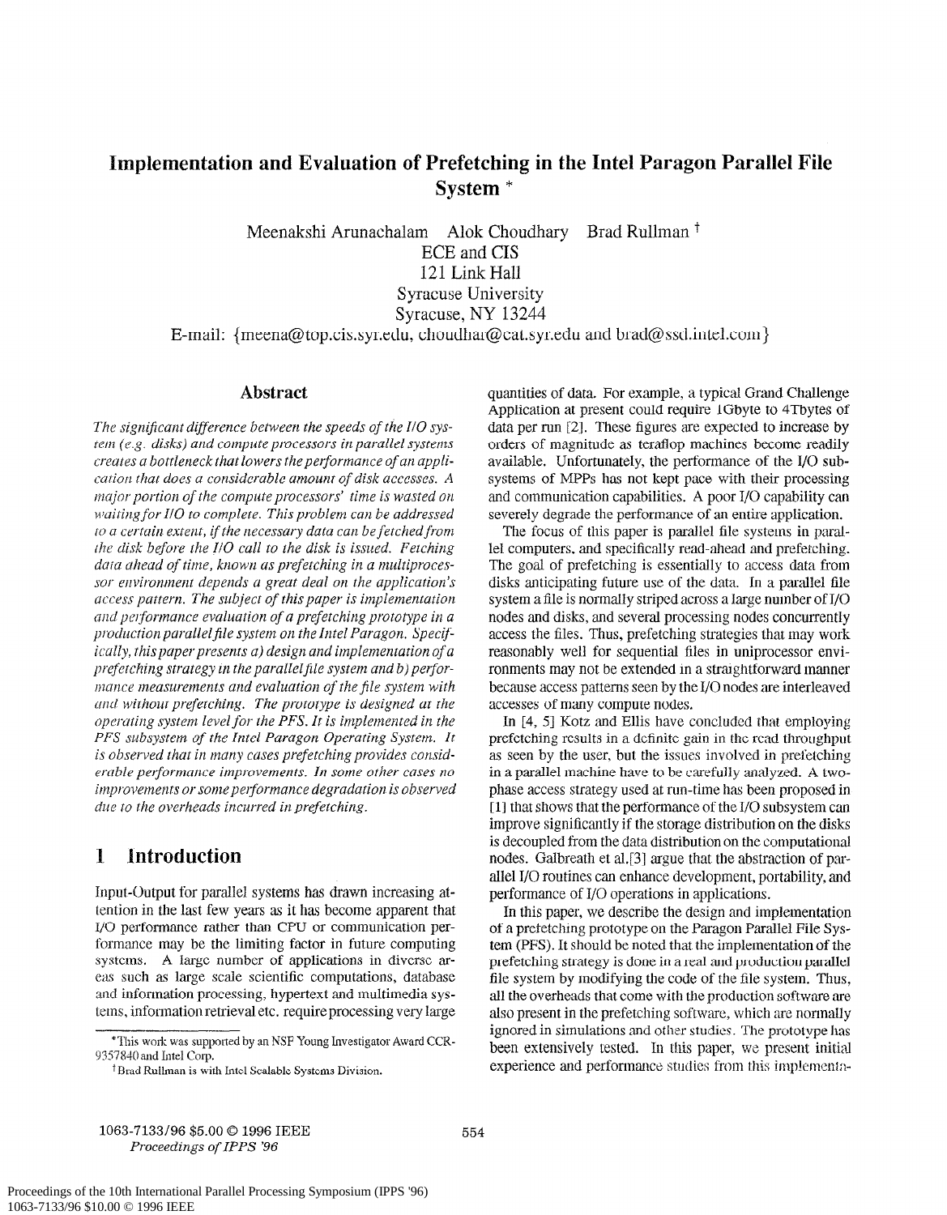# Implementation and Evaluation of Prefetching in the Intel Paragon Parallel File System *

Meenakshi Arunachalam  Alok Choudhary  Brad Rullman †
ECE and CIS
121 Link Hall
Syracuse University
Syracuse, NY 13244
E-mail: {meena@top.cis.syr.edu, choudhar@cat.syr.edu and brad@ssd.intel.com}

## Abstract

*The significant difference between the speeds of the I/O system (e.g. disks) and compute processors in parallel systems creates a bottleneck that lowers the performance of an application that does a considerable amount of disk accesses. A major portion of the compute processors' time is wasted on waiting for I/O to complete. This problem can be addressed to a certain extent, if the necessary data can be fetched from the disk before the I/O call to the disk is issued. Fetching data ahead of time, known as prefetching in a multiprocessor environment depends a great deal on the application's access pattern. The subject of this paper is implementation and performance evaluation of a prefetching prototype in a production parallel file system on the Intel Paragon. Specifically, this paper presents a) design and implementation of a prefetching strategy in the parallel file system and b) performance measurements and evaluation of the file system with and without prefetching. The prototype is designed at the operating system level for the PFS. It is implemented in the PFS subsystem of the Intel Paragon Operating System. It is observed that in many cases prefetching provides considerable performance improvements. In some other cases no improvements or some performance degradation is observed due to the overheads incurred in prefetching.*

## 1 Introduction

Input-Output for parallel systems has drawn increasing attention in the last few years as it has become apparent that I/O performance rather than CPU or communication performance may be the limiting factor in future computing systems. A large number of applications in diverse areas such as large scale scientific computations, database and information processing, hypertext and multimedia systems, information retrieval etc. require processing very large quantities of data. For example, a typical Grand Challenge Application at present could require 1Gbyte to 4Tbytes of data per run [2]. These figures are expected to increase by orders of magnitude as teraflop machines become readily available. Unfortunately, the performance of the I/O subsystems of MPPs has not kept pace with their processing and communication capabilities. A poor I/O capability can severely degrade the performance of an entire application.

The focus of this paper is parallel file systems in parallel computers, and specifically read-ahead and prefetching. The goal of prefetching is essentially to access data from disks anticipating future use of the data. In a parallel file system a file is normally striped across a large number of I/O nodes and disks, and several processing nodes concurrently access the files. Thus, prefetching strategies that may work reasonably well for sequential files in uniprocessor environments may not be extended in a straightforward manner because access patterns seen by the I/O nodes are interleaved accesses of many compute nodes.

In [4, 5] Kotz and Ellis have concluded that employing prefetching results in a definite gain in the read throughput as seen by the user, but the issues involved in prefetching in a parallel machine have to be carefully analyzed. A two-phase access strategy used at run-time has been proposed in [1] that shows that the performance of the I/O subsystem can improve significantly if the storage distribution on the disks is decoupled from the data distribution on the computational nodes. Galbreath et al.[3] argue that the abstraction of parallel I/O routines can enhance development, portability, and performance of I/O operations in applications.

In this paper, we describe the design and implementation of a prefetching prototype on the Paragon Parallel File System (PFS). It should be noted that the implementation of the prefetching strategy is done in a real and production parallel file system by modifying the code of the file system. Thus, all the overheads that come with the production software are also present in the prefetching software, which are normally ignored in simulations and other studies. The prototype has been extensively tested. In this paper, we present initial experience and performance studies from this implementa-

*This work was supported by an NSF Young Investigator Award CCR-9357840 and Intel Corp.

†Brad Rullman is with Intel Scalable Systems Division.

1063-7133/96 $5.00 © 1996 IEEE
*Proceedings of IPPS '96*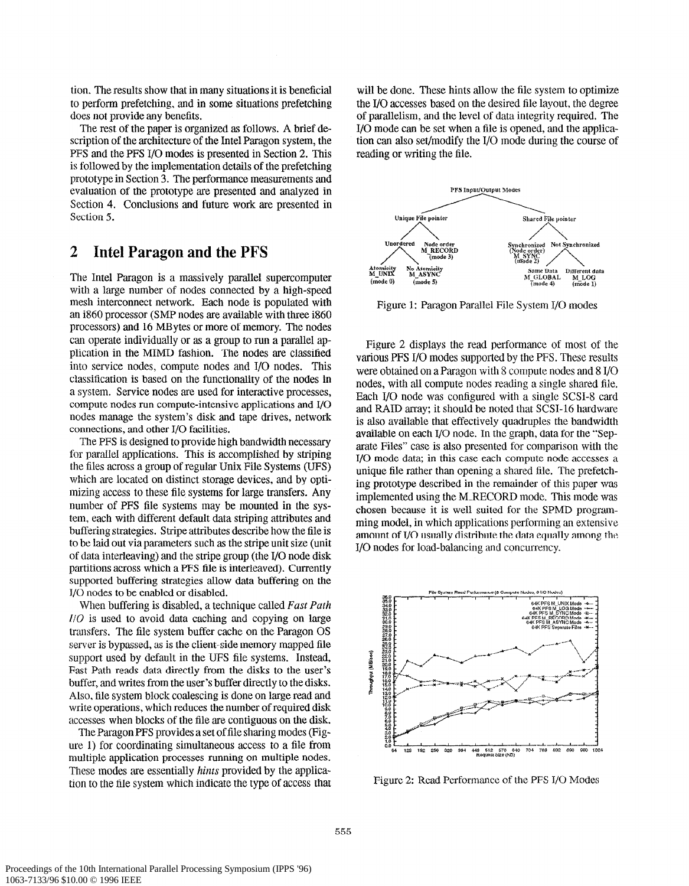tion. The results show that in many situations it is beneficial to perform prefetching, and in some situations prefetching does not provide any benefits.

The rest of the paper is organized as follows. A brief description of the architecture of the Intel Paragon system, the PFS and the PFS I/O modes is presented in Section 2. This is followed by the implementation details of the prefetching prototype in Section 3. The performance measurements and evaluation of the prototype are presented and analyzed in Section 4. Conclusions and future work are presented in Section 5.

## 2 Intel Paragon and the PFS

The Intel Paragon is a massively parallel supercomputer with a large number of nodes connected by a high-speed mesh interconnect network. Each node is populated with an i860 processor (SMP nodes are available with three i860 processors) and 16 MBytes or more of memory. The nodes can operate individually or as a group to run a parallel application in the MIMD fashion. The nodes are classified into service nodes, compute nodes and I/O nodes. This classification is based on the functionality of the nodes in a system. Service nodes are used for interactive processes, compute nodes run compute-intensive applications and I/O nodes manage the system's disk and tape drives, network connections, and other I/O facilities.

The PFS is designed to provide high bandwidth necessary for parallel applications. This is accomplished by striping the files across a group of regular Unix File Systems (UFS) which are located on distinct storage devices, and by optimizing access to these file systems for large transfers. Any number of PFS file systems may be mounted in the system, each with different default data striping attributes and buffering strategies. Stripe attributes describe how the file is to be laid out via parameters such as the stripe unit size (unit of data interleaving) and the stripe group (the I/O node disk partitions across which a PFS file is interleaved). Currently supported buffering strategies allow data buffering on the I/O nodes to be enabled or disabled.

When buffering is disabled, a technique called *Fast Path I/O* is used to avoid data caching and copying on large transfers. The file system buffer cache on the Paragon OS server is bypassed, as is the client-side memory mapped file support used by default in the UFS file systems. Instead, Fast Path reads data directly from the disks to the user's buffer, and writes from the user's buffer directly to the disks. Also, file system block coalescing is done on large read and write operations, which reduces the number of required disk accesses when blocks of the file are contiguous on the disk.

The Paragon PFS provides a set of file sharing modes (Figure 1) for coordinating simultaneous access to a file from multiple application processes running on multiple nodes. These modes are essentially *hints* provided by the application to the file system which indicate the type of access that will be done. These hints allow the file system to optimize the I/O accesses based on the desired file layout, the degree of parallelism, and the level of data integrity required. The I/O mode can be set when a file is opened, and the application can also set/modify the I/O mode during the course of reading or writing the file.

PFS Input/Output Modes

Unique File pointer

Unordered

Atomicity
M_UNIX
(mode 0)

No Atomicity
M_ASYNC
(mode 5)

Node order
M_RECORD
(mode 3)

Shared File pointer

Synchronized
(Node order)
M_SYNC
(mode 2)

Not Synchronized

Same Data
M_GLOBAL
(mode 4)

Different data
M_LOG
(mode 1)

Figure 1: Paragon Parallel File System I/O modes

Figure 2 displays the read performance of most of the various PFS I/O modes supported by the PFS. These results were obtained on a Paragon with 8 compute nodes and 8 I/O nodes, with all compute nodes reading a single shared file. Each I/O node was configured with a single SCSI-8 card and RAID array; it should be noted that SCSI-16 hardware is also available that effectively quadruples the bandwidth available on each I/O node. In the graph, data for the "Separate Files" case is also presented for comparison with the I/O mode data; in this case each compute node accesses a unique file rather than opening a shared file. The prefetching prototype described in the remainder of this paper was implemented using the M_RECORD mode. This mode was chosen because it is well suited for the SPMD programming model, in which applications performing an extensive amount of I/O usually distribute the data equally among the I/O nodes for load-balancing and concurrency.

File System Read Performance (8 Compute Nodes, 8 I/O Nodes)

64K PFS M_UNIX Mode
64K PFS M_LOG Mode
64K PFS M_SYNC Mode
64K PFS M_RECORD Mode
64K PFS M_ASYNC Mode
64K PFS Separate Files

Throughput (MB/sec)

Request Size (KB)

Figure 2: Read Performance of the PFS I/O Modes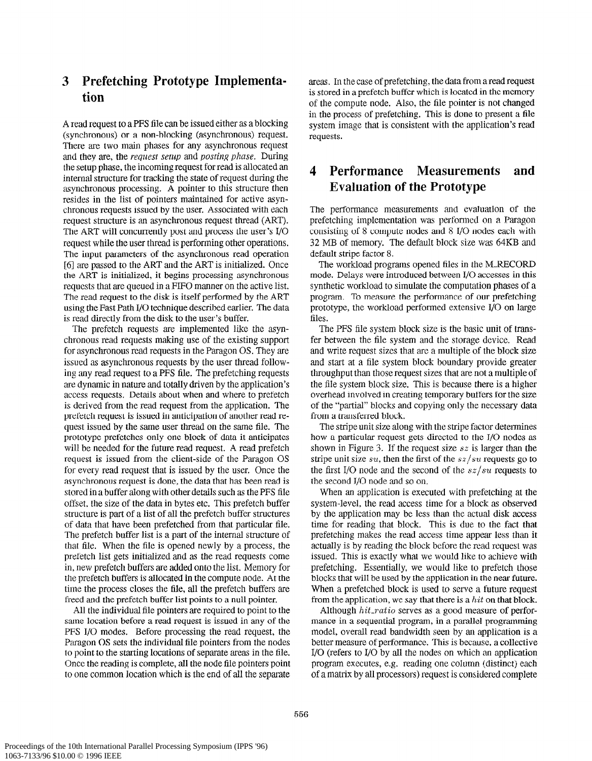## 3 Prefetching Prototype Implementation

A read request to a PFS file can be issued either as a blocking (synchronous) or a non-blocking (asynchronous) request. There are two main phases for any asynchronous request and they are, the *request setup* and *posting phase*. During the setup phase, the incoming request for read is allocated an internal structure for tracking the state of request during the asynchronous processing. A pointer to this structure then resides in the list of pointers maintained for active asynchronous requests issued by the user. Associated with each request structure is an asynchronous request thread (ART). The ART will concurrently post and process the user's I/O request while the user thread is performing other operations. The input parameters of the asynchronous read operation [6] are passed to the ART and the ART is initialized. Once the ART is initialized, it begins processing asynchronous requests that are queued in a FIFO manner on the active list. The read request to the disk is itself performed by the ART using the Fast Path I/O technique described earlier. The data is read directly from the disk to the user's buffer.

The prefetch requests are implemented like the asynchronous read requests making use of the existing support for asynchronous read requests in the Paragon OS. They are issued as asynchronous requests by the user thread following any read request to a PFS file. The prefetching requests are dynamic in nature and totally driven by the application's access requests. Details about when and where to prefetch is derived from the read request from the application. The prefetch request is issued in anticipation of another read request issued by the same user thread on the same file. The prototype prefetches only one block of data it anticipates will be needed for the future read request. A read prefetch request is issued from the client-side of the Paragon OS for every read request that is issued by the user. Once the asynchronous request is done, the data that has been read is stored in a buffer along with other details such as the PFS file offset, the size of the data in bytes etc. This prefetch buffer structure is part of a list of all the prefetch buffer structures of data that have been prefetched from that particular file. The prefetch buffer list is a part of the internal structure of that file. When the file is opened newly by a process, the prefetch list gets initialized and as the read requests come in, new prefetch buffers are added onto the list. Memory for the prefetch buffers is allocated in the compute node. At the time the process closes the file, all the prefetch buffers are freed and the prefetch buffer list points to a null pointer.

All the individual file pointers are required to point to the same location before a read request is issued in any of the PFS I/O modes. Before processing the read request, the Paragon OS sets the individual file pointers from the nodes to point to the starting locations of separate areas in the file. Once the reading is complete, all the node file pointers point to one common location which is the end of all the separate areas. In the case of prefetching, the data from a read request is stored in a prefetch buffer which is located in the memory of the compute node. Also, the file pointer is not changed in the process of prefetching. This is done to present a file system image that is consistent with the application's read requests.

## 4 Performance Measurements and Evaluation of the Prototype

The performance measurements and evaluation of the prefetching implementation was performed on a Paragon consisting of 8 compute nodes and 8 I/O nodes each with 32 MB of memory. The default block size was 64KB and default stripe factor 8.

The workload programs opened files in the M_RECORD mode. Delays were introduced between I/O accesses in this synthetic workload to simulate the computation phases of a program. To measure the performance of our prefetching prototype, the workload performed extensive I/O on large files.

The PFS file system block size is the basic unit of transfer between the file system and the storage device. Read and write request sizes that are a multiple of the block size and start at a file system block boundary provide greater throughput than those request sizes that are not a multiple of the file system block size. This is because there is a higher overhead involved in creating temporary buffers for the size of the "partial" blocks and copying only the necessary data from a transferred block.

The stripe unit size along with the stripe factor determines how a particular request gets directed to the I/O nodes as shown in Figure 3. If the request size $sz$ is larger than the stripe unit size $su$, then the first of the $sz/su$ requests go to the first I/O node and the second of the $sz/su$ requests to the second I/O node and so on.

When an application is executed with prefetching at the system-level, the read access time for a block as observed by the application may be less than the actual disk access time for reading that block. This is due to the fact that prefetching makes the read access time appear less than it actually is by reading the block before the read request was issued. This is exactly what we would like to achieve with prefetching. Essentially, we would like to prefetch those blocks that will be used by the application in the near future. When a prefetched block is used to serve a future request from the application, we say that there is a *hit* on that block.

Although $hit\_ratio$ serves as a good measure of performance in a sequential program, in a parallel programming model, overall read bandwidth seen by an application is a better measure of performance. This is because, a collective I/O (refers to I/O by all the nodes on which an application program executes, e.g. reading one column (distinct) each of a matrix by all processors) request is considered complete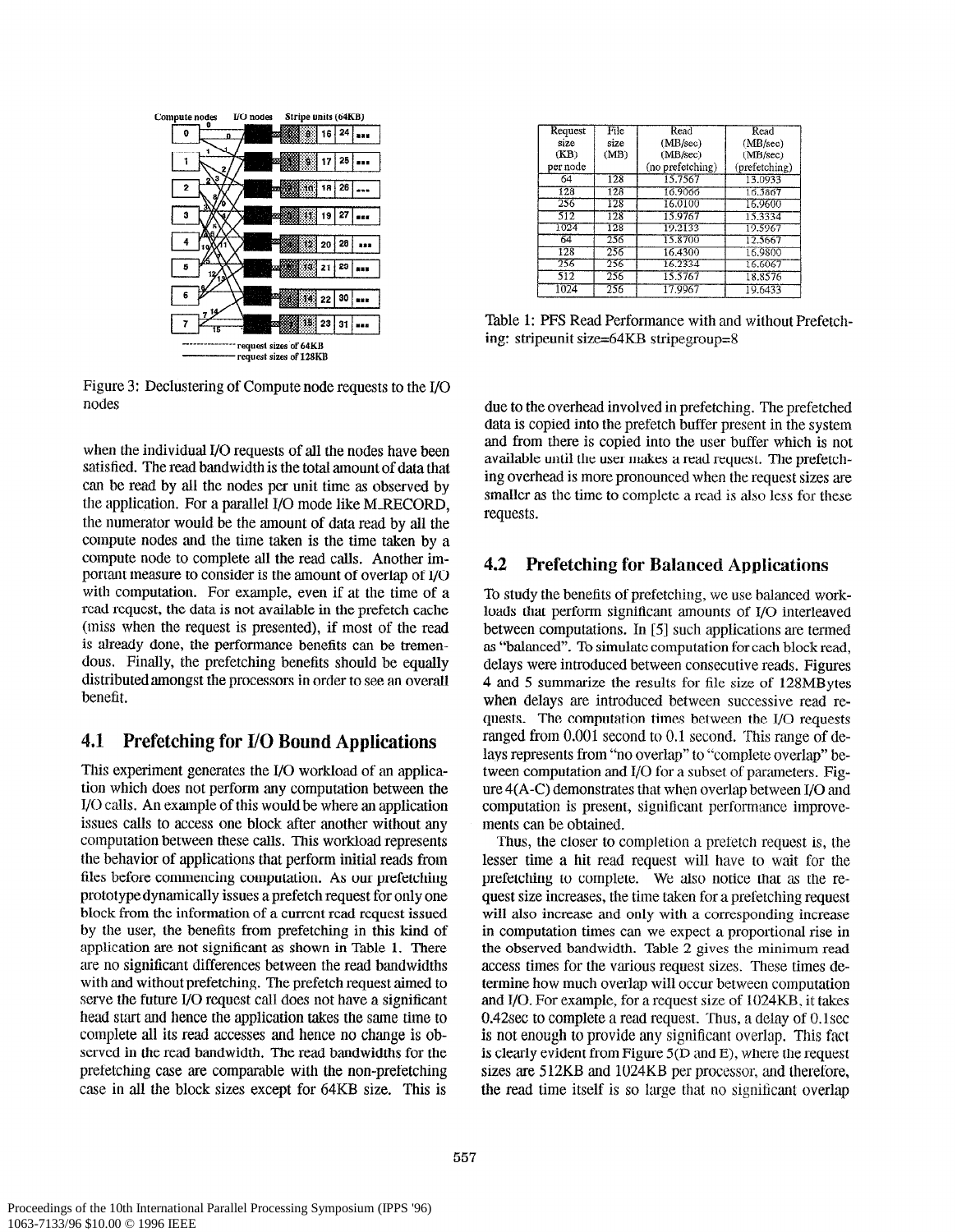Figure 3: Declustering of Compute node requests to the I/O nodes

when the individual I/O requests of all the nodes have been satisfied. The read bandwidth is the total amount of data that can be read by all the nodes per unit time as observed by the application. For a parallel I/O mode like M_RECORD, the numerator would be the amount of data read by all the compute nodes and the time taken is the time taken by a compute node to complete all the read calls. Another important measure to consider is the amount of overlap of I/O with computation. For example, even if at the time of a read request, the data is not available in the prefetch cache (miss when the request is presented), if most of the read is already done, the performance benefits can be tremendous. Finally, the prefetching benefits should be equally distributed amongst the processors in order to see an overall benefit.

## 4.1 Prefetching for I/O Bound Applications

This experiment generates the I/O workload of an application which does not perform any computation between the I/O calls. An example of this would be where an application issues calls to access one block after another without any computation between these calls. This workload represents the behavior of applications that perform initial reads from files before commencing computation. As our prefetching prototype dynamically issues a prefetch request for only one block from the information of a current read request issued by the user, the benefits from prefetching in this kind of application are not significant as shown in Table 1. There are no significant differences between the read bandwidths with and without prefetching. The prefetch request aimed to serve the future I/O request call does not have a significant head start and hence the application takes the same time to complete all its read accesses and hence no change is observed in the read bandwidth. The read bandwidths for the prefetching case are comparable with the non-prefetching case in all the block sizes except for 64KB size. This is

| Request size (KB) per node | File size (MB) | Read (MB/sec) (no prefetching) | Read (MB/sec) (prefetching) |
|---|---|---|---|
| 64 | 128 | 15.7567 | 13.0933 |
| 128 | 128 | 16.9066 | 16.3867 |
| 256 | 128 | 16.0100 | 16.9600 |
| 512 | 128 | 15.9767 | 15.3334 |
| 1024 | 128 | 19.2133 | 19.5967 |
| 64 | 256 | 15.8700 | 12.5667 |
| 128 | 256 | 16.4300 | 16.9800 |
| 256 | 256 | 16.2334 | 16.6067 |
| 512 | 256 | 15.5767 | 18.8576 |
| 1024 | 256 | 17.9967 | 19.6433 |

Table 1: PFS Read Performance with and without Prefetching: stripeunit size=64KB stripegroup=8

due to the overhead involved in prefetching. The prefetched data is copied into the prefetch buffer present in the system and from there is copied into the user buffer which is not available until the user makes a read request. The prefetching overhead is more pronounced when the request sizes are smaller as the time to complete a read is also less for these requests.

## 4.2 Prefetching for Balanced Applications

To study the benefits of prefetching, we use balanced workloads that perform significant amounts of I/O interleaved between computations. In [5] such applications are termed as "balanced". To simulate computation for each block read, delays were introduced between consecutive reads. Figures 4 and 5 summarize the results for file size of 128MBytes when delays are introduced between successive read requests. The computation times between the I/O requests ranged from 0.001 second to 0.1 second. This range of delays represents from "no overlap" to "complete overlap" between computation and I/O for a subset of parameters. Figure 4(A-C) demonstrates that when overlap between I/O and computation is present, significant performance improvements can be obtained.

Thus, the closer to completion a prefetch request is, the lesser time a hit read request will have to wait for the prefetching to complete. We also notice that as the request size increases, the time taken for a prefetching request will also increase and only with a corresponding increase in computation times can we expect a proportional rise in the observed bandwidth. Table 2 gives the minimum read access times for the various request sizes. These times determine how much overlap will occur between computation and I/O. For example, for a request size of 1024KB, it takes 0.42sec to complete a read request. Thus, a delay of 0.1sec is not enough to provide any significant overlap. This fact is clearly evident from Figure 5(D and E), where the request sizes are 512KB and 1024KB per processor, and therefore, the read time itself is so large that no significant overlap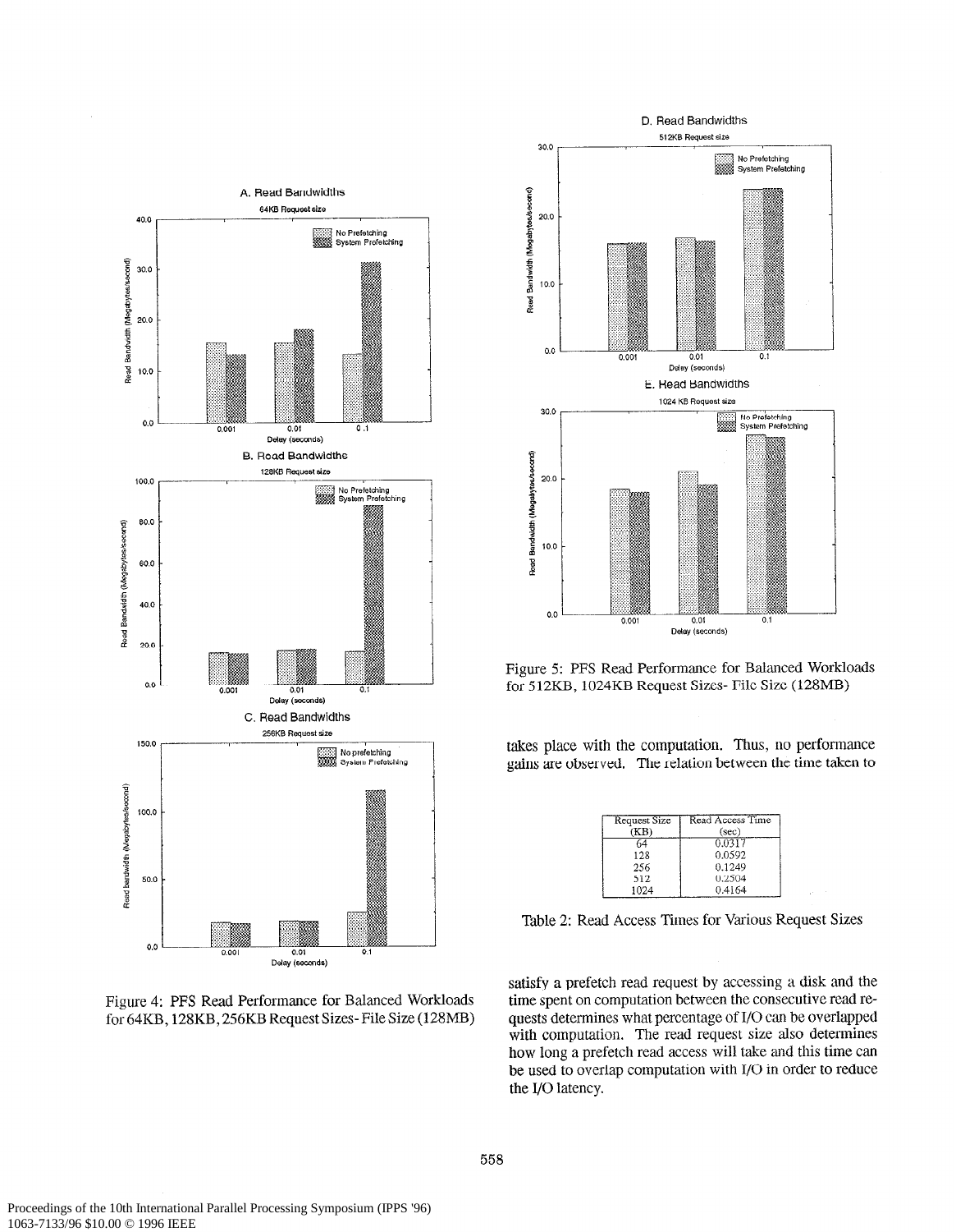Figure 4: PFS Read Performance for Balanced Workloads for 64KB, 128KB, 256KB Request Sizes- File Size (128MB)

Figure 5: PFS Read Performance for Balanced Workloads for 512KB, 1024KB Request Sizes- File Size (128MB)

takes place with the computation. Thus, no performance gains are observed. The relation between the time taken to

| Request Size (KB) | Read Access Time (sec) |
|---|---|
| 64 | 0.0317 |
| 128 | 0.0592 |
| 256 | 0.1249 |
| 512 | 0.2504 |
| 1024 | 0.4164 |

Table 2: Read Access Times for Various Request Sizes

satisfy a prefetch read request by accessing a disk and the time spent on computation between the consecutive read requests determines what percentage of I/O can be overlapped with computation. The read request size also determines how long a prefetch read access will take and this time can be used to overlap computation with I/O in order to reduce the I/O latency.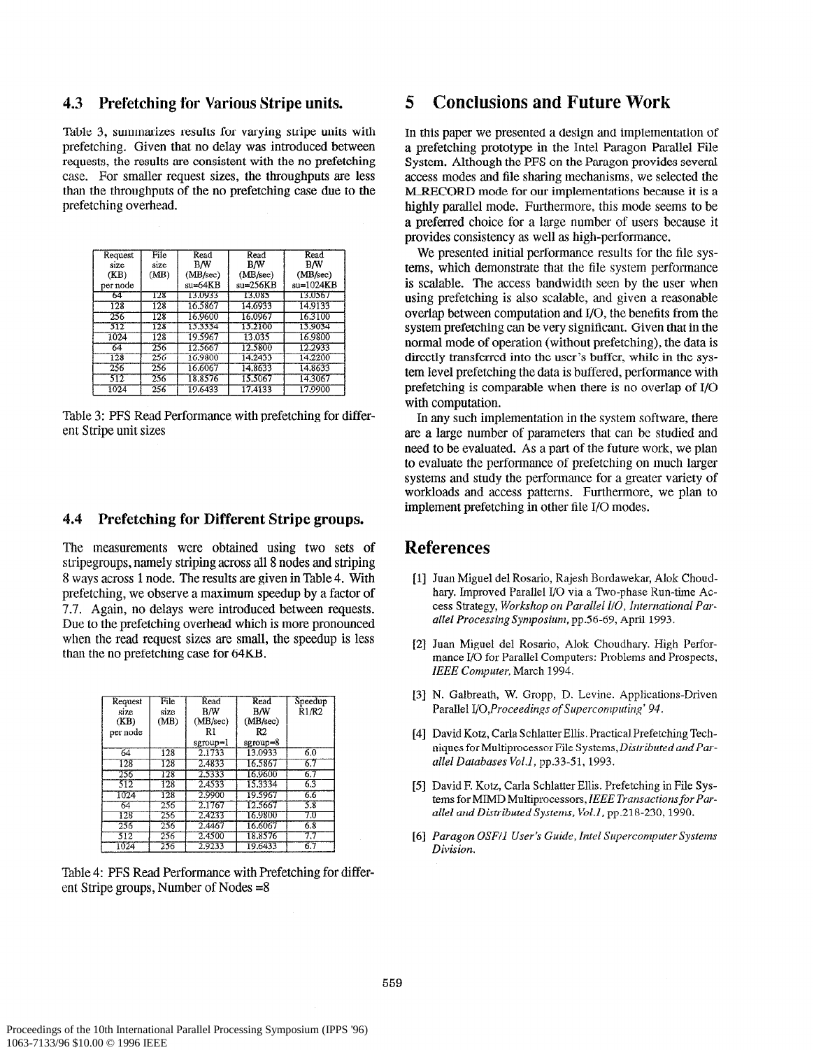### 4.3 Prefetching for Various Stripe units.

Table 3, summarizes results for varying stripe units with prefetching. Given that no delay was introduced between requests, the results are consistent with the no prefetching case. For smaller request sizes, the throughputs are less than the throughputs of the no prefetching case due to the prefetching overhead.

| Request size (KB) per node | File size (MB) | Read B/W (MB/sec) su=64KB | Read B/W (MB/sec) su=256KB | Read B/W (MB/sec) su=1024KB |
|---|---|---|---|---|
| 64 | 128 | 13.0933 | 13.085 | 13.0567 |
| 128 | 128 | 16.5867 | 14.6933 | 14.9133 |
| 256 | 128 | 16.9600 | 16.0967 | 16.3100 |
| 512 | 128 | 15.3334 | 15.2100 | 15.9034 |
| 1024 | 128 | 19.5967 | 13.035 | 16.9800 |
| 64 | 256 | 12.5667 | 12.5800 | 12.2933 |
| 128 | 256 | 16.9800 | 14.2433 | 14.2200 |
| 256 | 256 | 16.6067 | 14.8633 | 14.8633 |
| 512 | 256 | 18.8576 | 15.5067 | 14.3067 |
| 1024 | 256 | 19.6433 | 17.4133 | 17.9900 |

Table 3: PFS Read Performance with prefetching for different Stripe unit sizes

### 4.4 Prefetching for Different Stripe groups.

The measurements were obtained using two sets of stripegroups, namely striping across all 8 nodes and striping 8 ways across 1 node. The results are given in Table 4. With prefetching, we observe a maximum speedup by a factor of 7.7. Again, no delays were introduced between requests. Due to the prefetching overhead which is more pronounced when the read request sizes are small, the speedup is less than the no prefetching case for 64KB.

| Request size (KB) per node | File size (MB) | Read B/W (MB/sec) R1 sgroup=1 | Read B/W (MB/sec) R2 sgroup=8 | Speedup R1/R2 |
|---|---|---|---|---|
| 64 | 128 | 2.1733 | 13.0933 | 6.0 |
| 128 | 128 | 2.4833 | 16.5867 | 6.7 |
| 256 | 128 | 2.5333 | 16.9600 | 6.7 |
| 512 | 128 | 2.4533 | 15.3334 | 6.3 |
| 1024 | 128 | 2.9900 | 19.5967 | 6.6 |
| 64 | 256 | 2.1767 | 12.5667 | 5.8 |
| 128 | 256 | 2.4233 | 16.9800 | 7.0 |
| 256 | 256 | 2.4467 | 16.6067 | 6.8 |
| 512 | 256 | 2.4500 | 18.8576 | 7.7 |
| 1024 | 256 | 2.9233 | 19.6433 | 6.7 |

Table 4: PFS Read Performance with Prefetching for different Stripe groups, Number of Nodes =8

## 5 Conclusions and Future Work

In this paper we presented a design and implementation of a prefetching prototype in the Intel Paragon Parallel File System. Although the PFS on the Paragon provides several access modes and file sharing mechanisms, we selected the M_RECORD mode for our implementations because it is a highly parallel mode. Furthermore, this mode seems to be a preferred choice for a large number of users because it provides consistency as well as high-performance.

We presented initial performance results for the file systems, which demonstrate that the file system performance is scalable. The access bandwidth seen by the user when using prefetching is also scalable, and given a reasonable overlap between computation and I/O, the benefits from the system prefetching can be very significant. Given that in the normal mode of operation (without prefetching), the data is directly transferred into the user's buffer, while in the system level prefetching the data is buffered, performance with prefetching is comparable when there is no overlap of I/O with computation.

In any such implementation in the system software, there are a large number of parameters that can be studied and need to be evaluated. As a part of the future work, we plan to evaluate the performance of prefetching on much larger systems and study the performance for a greater variety of workloads and access patterns. Furthermore, we plan to implement prefetching in other file I/O modes.

## References

[1] Juan Miguel del Rosario, Rajesh Bordawekar, Alok Choudhary. Improved Parallel I/O via a Two-phase Run-time Access Strategy, *Workshop on Parallel I/O, International Parallel Processing Symposium*, pp.56-69, April 1993.

[2] Juan Miguel del Rosario, Alok Choudhary. High Performance I/O for Parallel Computers: Problems and Prospects, *IEEE Computer*, March 1994.

[3] N. Galbreath, W. Gropp, D. Levine. Applications-Driven Parallel I/O,*Proceedings of Supercomputing' 94*.

[4] David Kotz, Carla Schlatter Ellis. Practical Prefetching Techniques for Multiprocessor File Systems, *Distributed and Parallel Databases Vol.1*, pp.33-51, 1993.

[5] David F. Kotz, Carla Schlatter Ellis. Prefetching in File Systems for MIMD Multiprocessors, *IEEE Transactions for Parallel and Distributed Systems, Vol.1*, pp.218-230, 1990.

[6] *Paragon OSF/1 User's Guide, Intel Supercomputer Systems Division.*